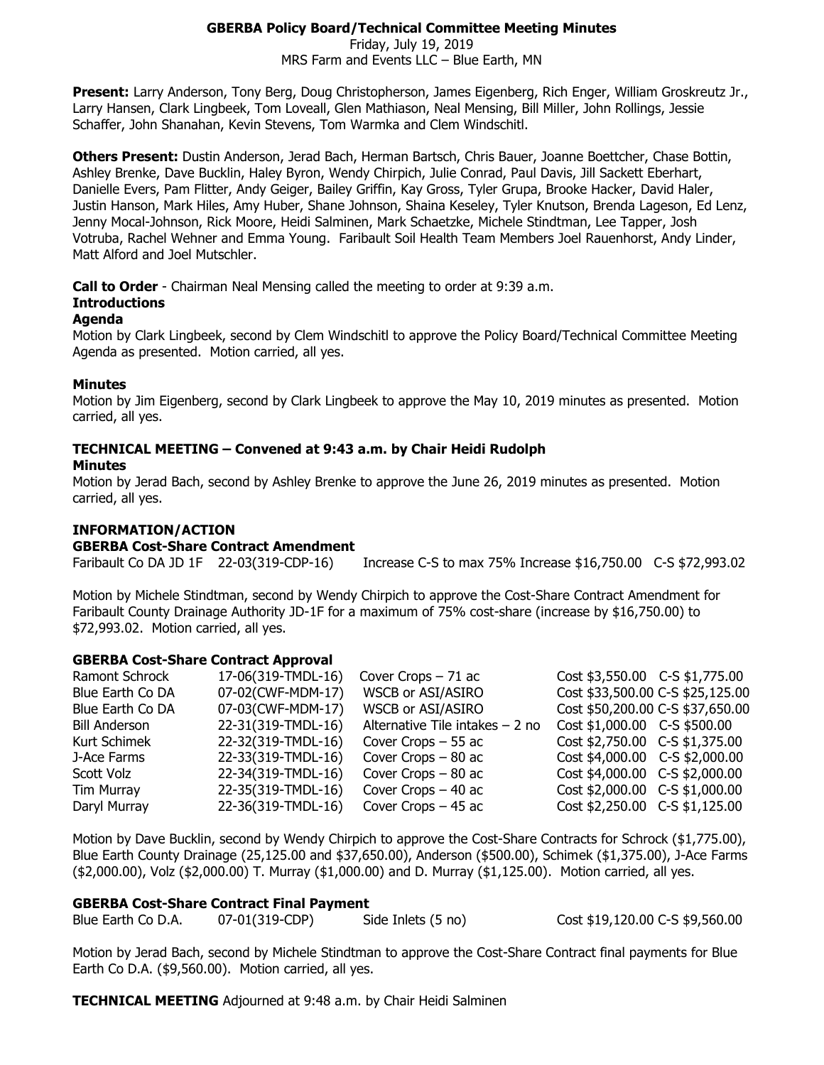# GBERBA Policy Board/Technical Committee Meeting Minutes

Friday, July 19, 2019
MRS Farm and Events LLC – Blue Earth, MN

**Present:** Larry Anderson, Tony Berg, Doug Christopherson, James Eigenberg, Rich Enger, William Groskreutz Jr., Larry Hansen, Clark Lingbeek, Tom Loveall, Glen Mathiason, Neal Mensing, Bill Miller, John Rollings, Jessie Schaffer, John Shanahan, Kevin Stevens, Tom Warmka and Clem Windschitl.

**Others Present:** Dustin Anderson, Jerad Bach, Herman Bartsch, Chris Bauer, Joanne Boettcher, Chase Bottin, Ashley Brenke, Dave Bucklin, Haley Byron, Wendy Chirpich, Julie Conrad, Paul Davis, Jill Sackett Eberhart, Danielle Evers, Pam Flitter, Andy Geiger, Bailey Griffin, Kay Gross, Tyler Grupa, Brooke Hacker, David Haler, Justin Hanson, Mark Hiles, Amy Huber, Shane Johnson, Shaina Keseley, Tyler Knutson, Brenda Lageson, Ed Lenz, Jenny Mocal-Johnson, Rick Moore, Heidi Salminen, Mark Schaetzke, Michele Stindtman, Lee Tapper, Josh Votruba, Rachel Wehner and Emma Young. Faribault Soil Health Team Members Joel Rauenhorst, Andy Linder, Matt Alford and Joel Mutschler.

**Call to Order** - Chairman Neal Mensing called the meeting to order at 9:39 a.m.

**Introductions**

**Agenda**

Motion by Clark Lingbeek, second by Clem Windschitl to approve the Policy Board/Technical Committee Meeting Agenda as presented. Motion carried, all yes.

**Minutes**

Motion by Jim Eigenberg, second by Clark Lingbeek to approve the May 10, 2019 minutes as presented. Motion carried, all yes.

## TECHNICAL MEETING – Convened at 9:43 a.m. by Chair Heidi Rudolph

**Minutes**

Motion by Jerad Bach, second by Ashley Brenke to approve the June 26, 2019 minutes as presented. Motion carried, all yes.

## INFORMATION/ACTION

**GBERBA Cost-Share Contract Amendment**

| | | | | |
|---|---|---|---|---|
| Faribault Co DA JD 1F | 22-03(319-CDP-16) | Increase C-S to max 75% | Increase $16,750.00 | C-S $72,993.02 |

Motion by Michele Stindtman, second by Wendy Chirpich to approve the Cost-Share Contract Amendment for Faribault County Drainage Authority JD-1F for a maximum of 75% cost-share (increase by $16,750.00) to $72,993.02. Motion carried, all yes.

**GBERBA Cost-Share Contract Approval**

| | | | | |
|---|---|---|---|---|
| Ramont Schrock | 17-06(319-TMDL-16) | Cover Crops – 71 ac | Cost $3,550.00 | C-S $1,775.00 |
| Blue Earth Co DA | 07-02(CWF-MDM-17) | WSCB or ASI/ASIRO | Cost $33,500.00 | C-S $25,125.00 |
| Blue Earth Co DA | 07-03(CWF-MDM-17) | WSCB or ASI/ASIRO | Cost $50,200.00 | C-S $37,650.00 |
| Bill Anderson | 22-31(319-TMDL-16) | Alternative Tile intakes – 2 no | Cost $1,000.00 | C-S $500.00 |
| Kurt Schimek | 22-32(319-TMDL-16) | Cover Crops – 55 ac | Cost $2,750.00 | C-S $1,375.00 |
| J-Ace Farms | 22-33(319-TMDL-16) | Cover Crops – 80 ac | Cost $4,000.00 | C-S $2,000.00 |
| Scott Volz | 22-34(319-TMDL-16) | Cover Crops – 80 ac | Cost $4,000.00 | C-S $2,000.00 |
| Tim Murray | 22-35(319-TMDL-16) | Cover Crops – 40 ac | Cost $2,000.00 | C-S $1,000.00 |
| Daryl Murray | 22-36(319-TMDL-16) | Cover Crops – 45 ac | Cost $2,250.00 | C-S $1,125.00 |

Motion by Dave Bucklin, second by Wendy Chirpich to approve the Cost-Share Contracts for Schrock ($1,775.00), Blue Earth County Drainage (25,125.00 and $37,650.00), Anderson ($500.00), Schimek ($1,375.00), J-Ace Farms ($2,000.00), Volz ($2,000.00) T. Murray ($1,000.00) and D. Murray ($1,125.00). Motion carried, all yes.

**GBERBA Cost-Share Contract Final Payment**

| | | | | |
|---|---|---|---|---|
| Blue Earth Co D.A. | 07-01(319-CDP) | Side Inlets (5 no) | Cost $19,120.00 | C-S $9,560.00 |

Motion by Jerad Bach, second by Michele Stindtman to approve the Cost-Share Contract final payments for Blue Earth Co D.A. ($9,560.00). Motion carried, all yes.

**TECHNICAL MEETING** Adjourned at 9:48 a.m. by Chair Heidi Salminen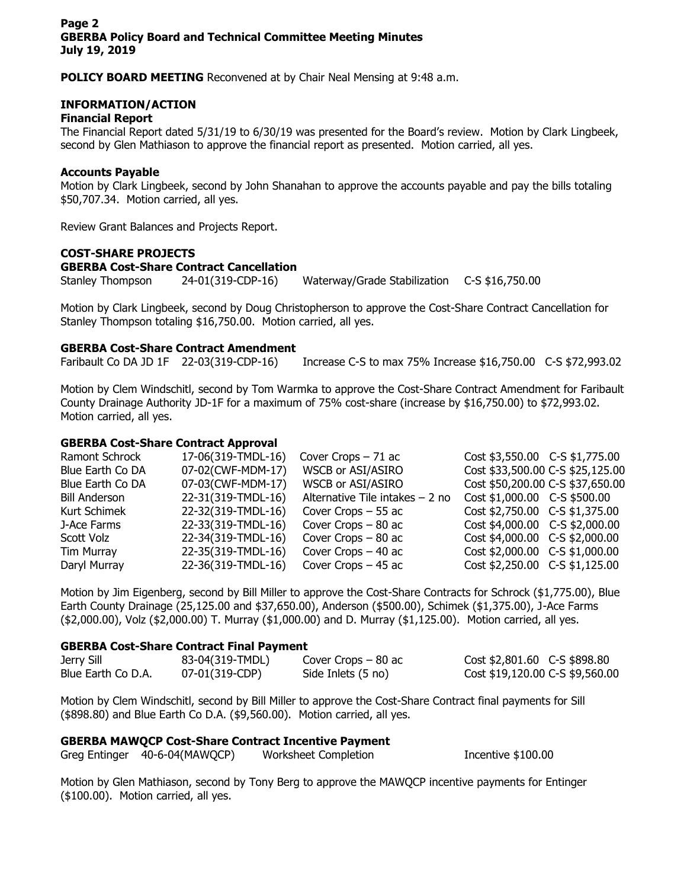**POLICY BOARD MEETING** Reconvened at by Chair Neal Mensing at 9:48 a.m.

## INFORMATION/ACTION

### Financial Report

The Financial Report dated 5/31/19 to 6/30/19 was presented for the Board's review. Motion by Clark Lingbeek, second by Glen Mathiason to approve the financial report as presented. Motion carried, all yes.

### Accounts Payable

Motion by Clark Lingbeek, second by John Shanahan to approve the accounts payable and pay the bills totaling $50,707.34. Motion carried, all yes.

Review Grant Balances and Projects Report.

## COST-SHARE PROJECTS

### GBERBA Cost-Share Contract Cancellation

| | | | |
|---|---|---|---|
| Stanley Thompson | 24-01(319-CDP-16) | Waterway/Grade Stabilization | C-S $16,750.00 |

Motion by Clark Lingbeek, second by Doug Christopherson to approve the Cost-Share Contract Cancellation for Stanley Thompson totaling $16,750.00. Motion carried, all yes.

### GBERBA Cost-Share Contract Amendment

| | | | |
|---|---|---|---|
| Faribault Co DA JD 1F | 22-03(319-CDP-16) | Increase C-S to max 75% Increase $16,750.00 | C-S $72,993.02 |

Motion by Clem Windschitl, second by Tom Warmka to approve the Cost-Share Contract Amendment for Faribault County Drainage Authority JD-1F for a maximum of 75% cost-share (increase by $16,750.00) to $72,993.02. Motion carried, all yes.

### GBERBA Cost-Share Contract Approval

| | | | | |
|---|---|---|---|---|
| Ramont Schrock | 17-06(319-TMDL-16) | Cover Crops – 71 ac | Cost $3,550.00 | C-S $1,775.00 |
| Blue Earth Co DA | 07-02(CWF-MDM-17) | WSCB or ASI/ASIRO | Cost $33,500.00 | C-S $25,125.00 |
| Blue Earth Co DA | 07-03(CWF-MDM-17) | WSCB or ASI/ASIRO | Cost $50,200.00 | C-S $37,650.00 |
| Bill Anderson | 22-31(319-TMDL-16) | Alternative Tile intakes – 2 no | Cost $1,000.00 | C-S $500.00 |
| Kurt Schimek | 22-32(319-TMDL-16) | Cover Crops – 55 ac | Cost $2,750.00 | C-S $1,375.00 |
| J-Ace Farms | 22-33(319-TMDL-16) | Cover Crops – 80 ac | Cost $4,000.00 | C-S $2,000.00 |
| Scott Volz | 22-34(319-TMDL-16) | Cover Crops – 80 ac | Cost $4,000.00 | C-S $2,000.00 |
| Tim Murray | 22-35(319-TMDL-16) | Cover Crops – 40 ac | Cost $2,000.00 | C-S $1,000.00 |
| Daryl Murray | 22-36(319-TMDL-16) | Cover Crops – 45 ac | Cost $2,250.00 | C-S $1,125.00 |

Motion by Jim Eigenberg, second by Bill Miller to approve the Cost-Share Contracts for Schrock ($1,775.00), Blue Earth County Drainage (25,125.00 and $37,650.00), Anderson ($500.00), Schimek ($1,375.00), J-Ace Farms ($2,000.00), Volz ($2,000.00) T. Murray ($1,000.00) and D. Murray ($1,125.00). Motion carried, all yes.

### GBERBA Cost-Share Contract Final Payment

| | | | | |
|---|---|---|---|---|
| Jerry Sill | 83-04(319-TMDL) | Cover Crops – 80 ac | Cost $2,801.60 | C-S $898.80 |
| Blue Earth Co D.A. | 07-01(319-CDP) | Side Inlets (5 no) | Cost $19,120.00 | C-S $9,560.00 |

Motion by Clem Windschitl, second by Bill Miller to approve the Cost-Share Contract final payments for Sill ($898.80) and Blue Earth Co D.A. ($9,560.00). Motion carried, all yes.

### GBERBA MAWQCP Cost-Share Contract Incentive Payment

| | | | |
|---|---|---|---|
| Greg Entinger | 40-6-04(MAWQCP) | Worksheet Completion | Incentive $100.00 |

Motion by Glen Mathiason, second by Tony Berg to approve the MAWQCP incentive payments for Entinger ($100.00). Motion carried, all yes.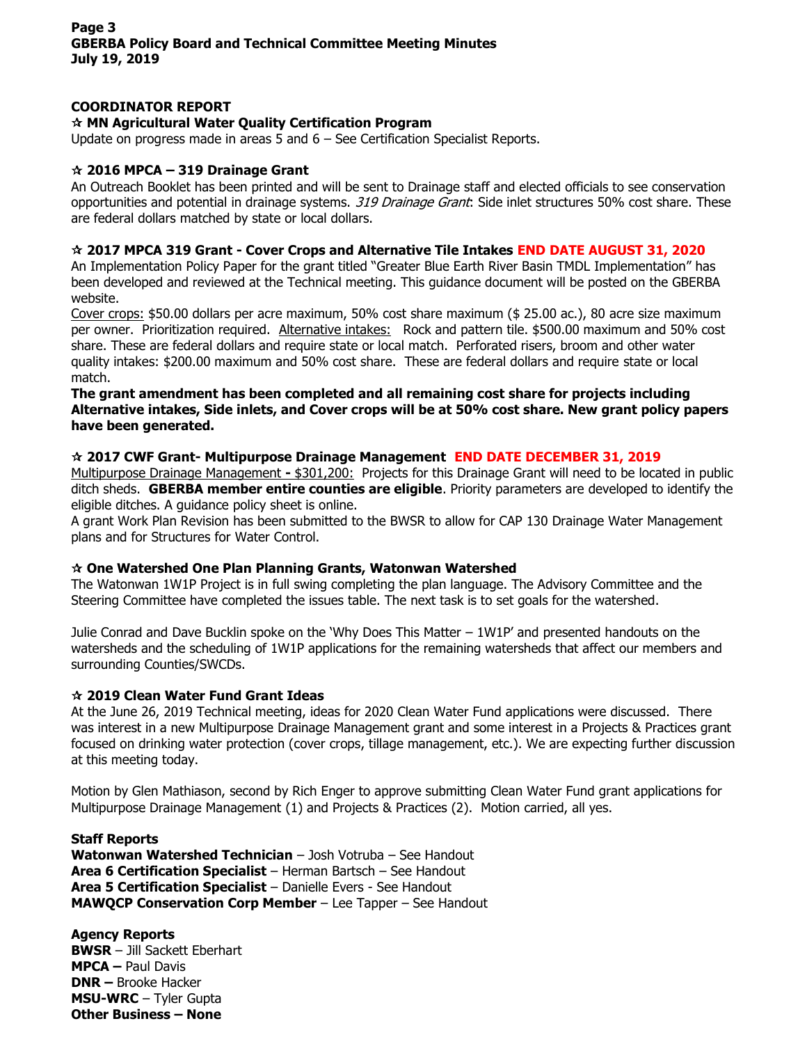## COORDINATOR REPORT

**☆ MN Agricultural Water Quality Certification Program**

Update on progress made in areas 5 and 6 – See Certification Specialist Reports.

**☆ 2016 MPCA – 319 Drainage Grant**

An Outreach Booklet has been printed and will be sent to Drainage staff and elected officials to see conservation opportunities and potential in drainage systems. *319 Drainage Grant*: Side inlet structures 50% cost share. These are federal dollars matched by state or local dollars.

**☆ 2017 MPCA 319 Grant - Cover Crops and Alternative Tile Intakes END DATE AUGUST 31, 2020**

An Implementation Policy Paper for the grant titled "Greater Blue Earth River Basin TMDL Implementation" has been developed and reviewed at the Technical meeting. This guidance document will be posted on the GBERBA website.

Cover crops: $50.00 dollars per acre maximum, 50% cost share maximum ($ 25.00 ac.), 80 acre size maximum per owner. Prioritization required. Alternative intakes: Rock and pattern tile. $500.00 maximum and 50% cost share. These are federal dollars and require state or local match. Perforated risers, broom and other water quality intakes: $200.00 maximum and 50% cost share. These are federal dollars and require state or local match.

**The grant amendment has been completed and all remaining cost share for projects including Alternative intakes, Side inlets, and Cover crops will be at 50% cost share. New grant policy papers have been generated.**

**☆ 2017 CWF Grant- Multipurpose Drainage Management END DATE DECEMBER 31, 2019**

Multipurpose Drainage Management - $301,200: Projects for this Drainage Grant will need to be located in public ditch sheds. **GBERBA member entire counties are eligible**. Priority parameters are developed to identify the eligible ditches. A guidance policy sheet is online.

A grant Work Plan Revision has been submitted to the BWSR to allow for CAP 130 Drainage Water Management plans and for Structures for Water Control.

**☆ One Watershed One Plan Planning Grants, Watonwan Watershed**

The Watonwan 1W1P Project is in full swing completing the plan language. The Advisory Committee and the Steering Committee have completed the issues table. The next task is to set goals for the watershed.

Julie Conrad and Dave Bucklin spoke on the 'Why Does This Matter – 1W1P' and presented handouts on the watersheds and the scheduling of 1W1P applications for the remaining watersheds that affect our members and surrounding Counties/SWCDs.

**☆ 2019 Clean Water Fund Grant Ideas**

At the June 26, 2019 Technical meeting, ideas for 2020 Clean Water Fund applications were discussed. There was interest in a new Multipurpose Drainage Management grant and some interest in a Projects & Practices grant focused on drinking water protection (cover crops, tillage management, etc.). We are expecting further discussion at this meeting today.

Motion by Glen Mathiason, second by Rich Enger to approve submitting Clean Water Fund grant applications for Multipurpose Drainage Management (1) and Projects & Practices (2). Motion carried, all yes.

**Staff Reports**

**Watonwan Watershed Technician** – Josh Votruba – See Handout
**Area 6 Certification Specialist** – Herman Bartsch – See Handout
**Area 5 Certification Specialist** – Danielle Evers - See Handout
**MAWQCP Conservation Corp Member** – Lee Tapper – See Handout

**Agency Reports**

**BWSR** – Jill Sackett Eberhart
**MPCA –** Paul Davis
**DNR –** Brooke Hacker
**MSU-WRC** – Tyler Gupta
**Other Business – None**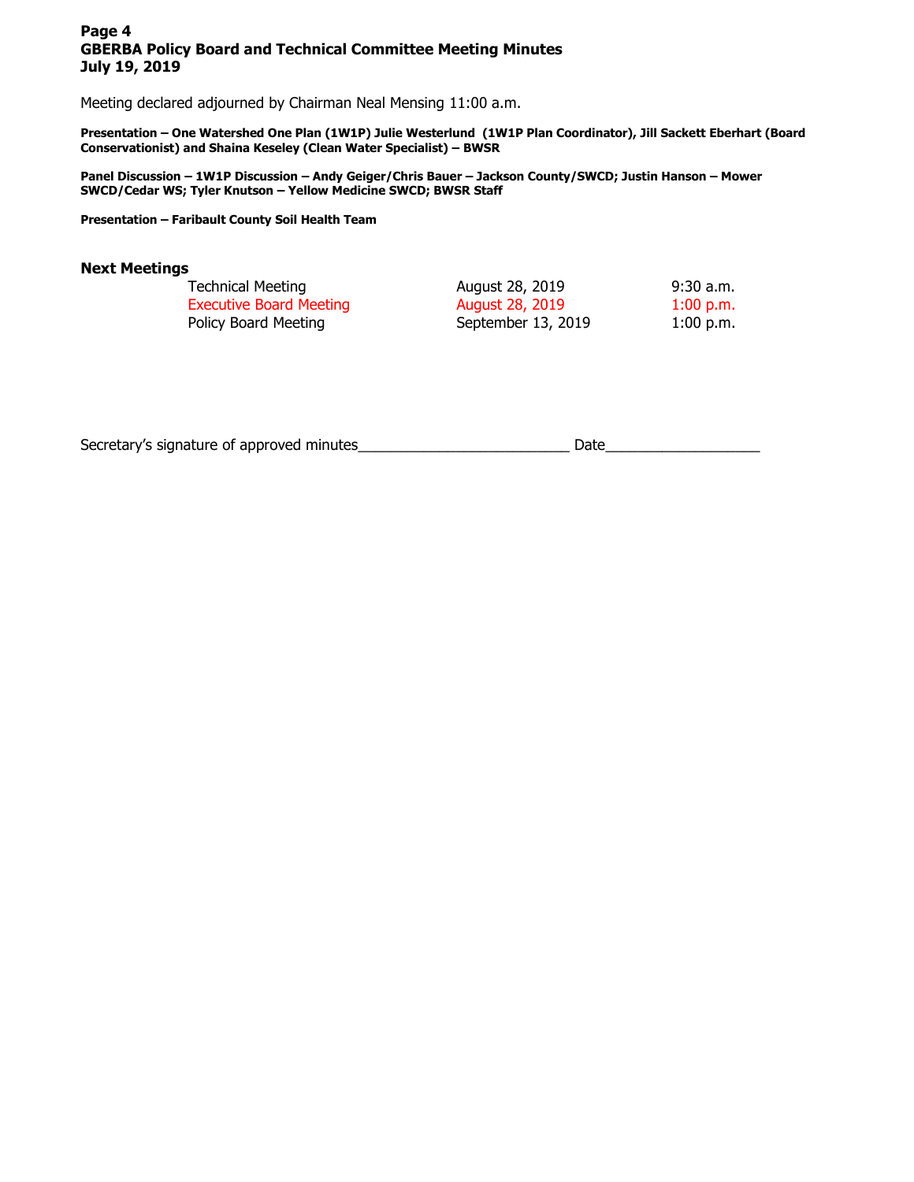Meeting declared adjourned by Chairman Neal Mensing 11:00 a.m.

**Presentation – One Watershed One Plan (1W1P) Julie Westerlund (1W1P Plan Coordinator), Jill Sackett Eberhart (Board Conservationist) and Shaina Keseley (Clean Water Specialist) – BWSR**

**Panel Discussion – 1W1P Discussion – Andy Geiger/Chris Bauer – Jackson County/SWCD; Justin Hanson – Mower SWCD/Cedar WS; Tyler Knutson – Yellow Medicine SWCD; BWSR Staff**

**Presentation – Faribault County Soil Health Team**

## Next Meetings

| | | |
|---|---|---|
| Technical Meeting | August 28, 2019 | 9:30 a.m. |
| Executive Board Meeting | August 28, 2019 | 1:00 p.m. |
| Policy Board Meeting | September 13, 2019 | 1:00 p.m. |

Secretary's signature of approved minutes_________________________ Date__________________